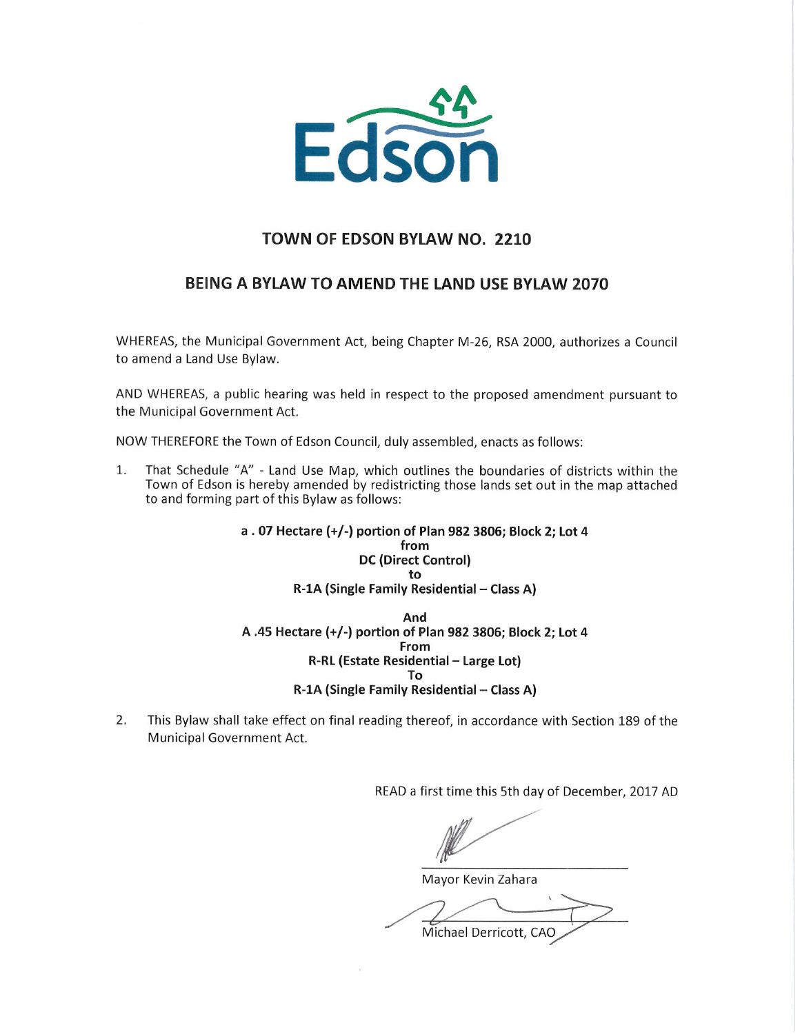Edson

# TOWN OF EDSON BYLAW NO. 2210

## BEING A BYLAW TO AMEND THE LAND USE BYLAW 2070

WHEREAS, the Municipal Government Act, being Chapter M-26, RSA 2000, authorizes a Council to amend a Land Use Bylaw.

AND WHEREAS, a public hearing was held in respect to the proposed amendment pursuant to the Municipal Government Act.

NOW THEREFORE the Town of Edson Council, duly assembled, enacts as follows:

1. That Schedule "A" - Land Use Map, which outlines the boundaries of districts within the Town of Edson is hereby amended by redistricting those lands set out in the map attached to and forming part of this Bylaw as follows:

**a . 07 Hectare (+/-) portion of Plan 982 3806; Block 2; Lot 4**
**from**
**DC (Direct Control)**
**to**
**R-1A (Single Family Residential – Class A)**

**And**
**A .45 Hectare (+/-) portion of Plan 982 3806; Block 2; Lot 4**
**From**
**R-RL (Estate Residential – Large Lot)**
**To**
**R-1A (Single Family Residential – Class A)**

2. This Bylaw shall take effect on final reading thereof, in accordance with Section 189 of the Municipal Government Act.

READ a first time this 5th day of December, 2017 AD

Mayor Kevin Zahara

Michael Derricott, CAO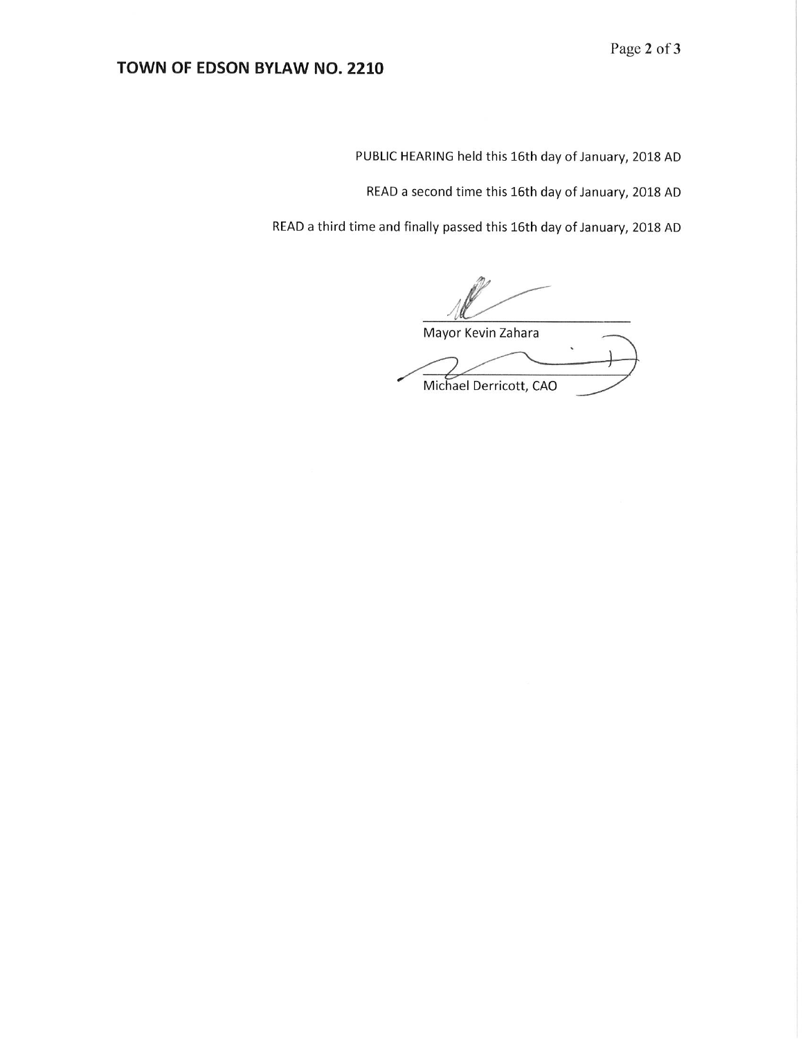PUBLIC HEARING held this 16th day of January, 2018 AD

READ a second time this 16th day of January, 2018 AD

READ a third time and finally passed this 16th day of January, 2018 AD

Mayor Kevin Zahara

Michael Derricott, CAO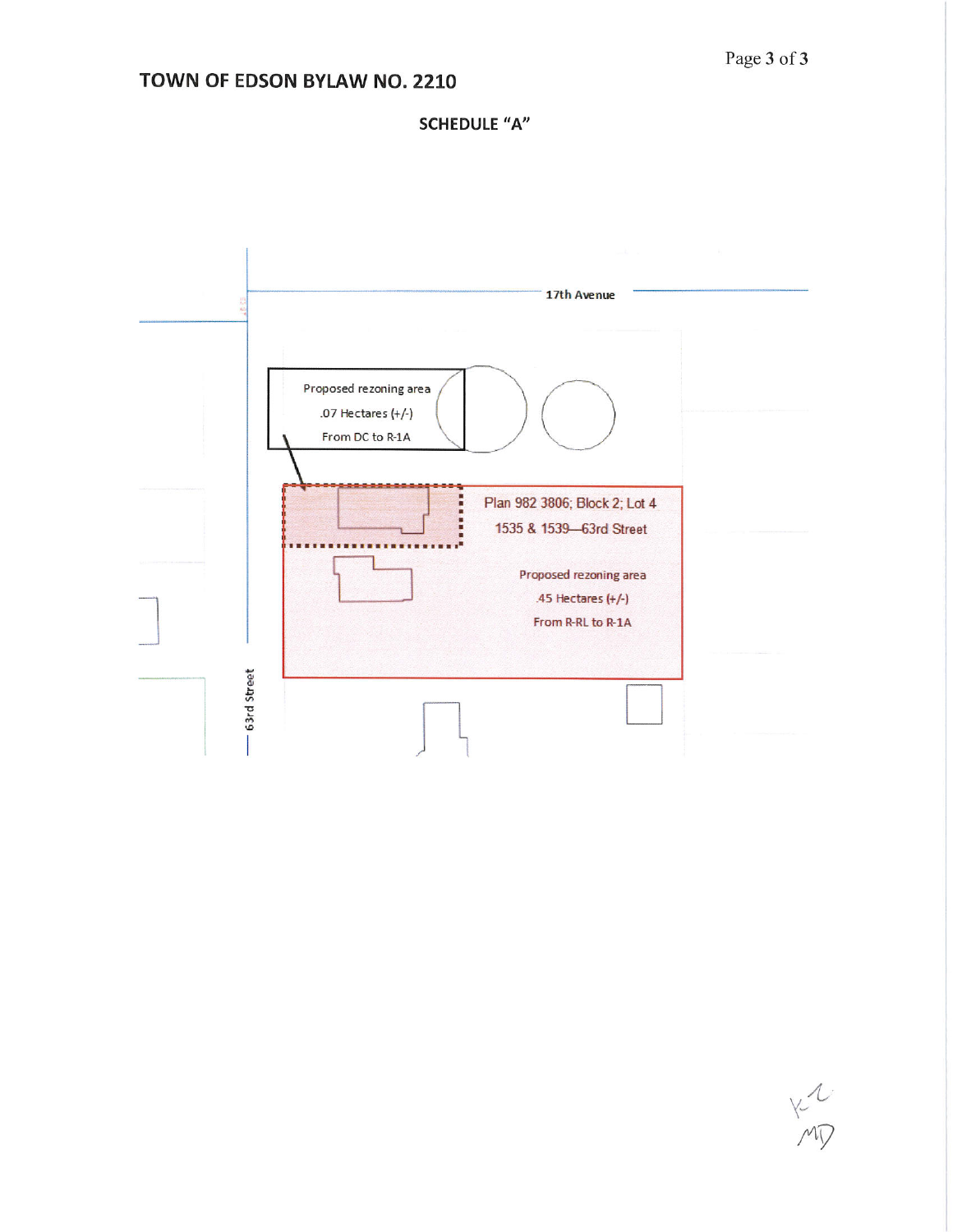# TOWN OF EDSON BYLAW NO. 2210

## SCHEDULE "A"

17th Avenue

63rd Street

Proposed rezoning area

.07 Hectares (+/-)

From DC to R-1A

Plan 982 3806; Block 2; Lot 4

1535 & 1539—63rd Street

Proposed rezoning area

.45 Hectares (+/-)

From R-RL to R-1A